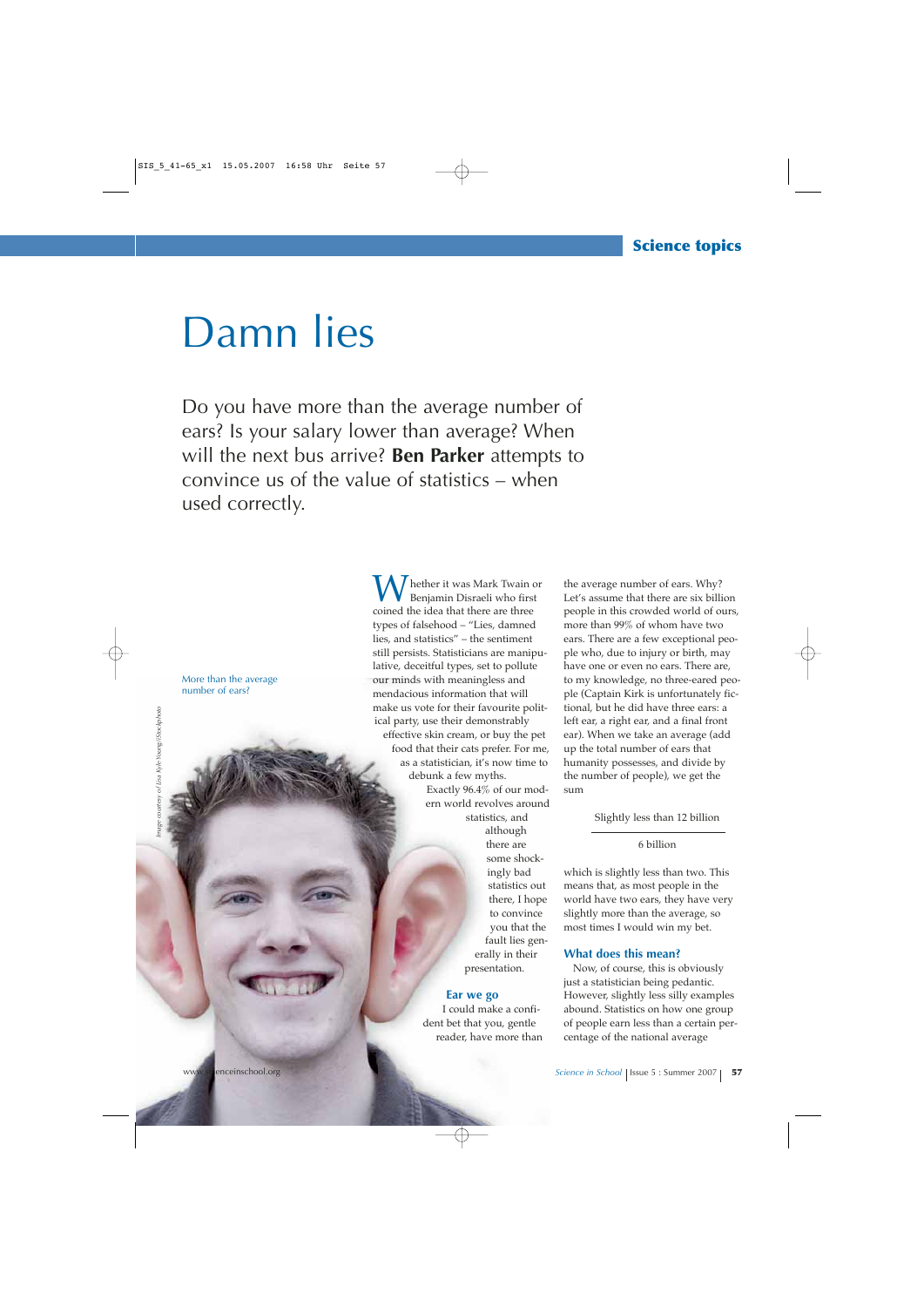# Damn lies

Do you have more than the average number of ears? Is your salary lower than average? When will the next bus arrive? **Ben Parker** attempts to convince us of the value of statistics – when used correctly.

More than the average number of ears?

*Image courtesy of Lisa Kyle Young/iStockphoto*

Whether it was Mark Twain or Benjamin Disraeli who first coined the idea that there are three types of falsehood – "Lies, damned lies, and statistics" – the sentiment still persists. Statisticians are manipulative, deceitful types, set to pollute our minds with meaningless and mendacious information that will make us vote for their favourite political party, use their demonstrably effective skin cream, or buy the pet food that their cats prefer. For me, as a statistician, it's now time to debunk a few myths.

Exactly 96.4% of our modern world revolves around statistics, and although there are some shockingly bad statistics out there, I hope to convince you that the fault lies generally in their presentation.

### Ear we go

I could make a confident bet that you, gentle reader, have more than the average number of ears. Why? Let's assume that there are six billion people in this crowded world of ours, more than 99% of whom have two ears. There are a few exceptional people who, due to injury or birth, may have one or even no ears. There are, to my knowledge, no three-eared people (Captain Kirk is unfortunately fictional, but he did have three ears: a left ear, a right ear, and a final front ear). When we take an average (add up the total number of ears that humanity possesses, and divide by the number of people), we get the sum

$$\frac{\text{Slightly less than 12 billion}}{\text{6 billion}}$$

which is slightly less than two. This means that, as most people in the world have two ears, they have very slightly more than the average, so most times I would win my bet.

### What does this mean?

Now, of course, this is obviously just a statistician being pedantic. However, slightly less silly examples abound. Statistics on how one group of people earn less than a certain percentage of the national average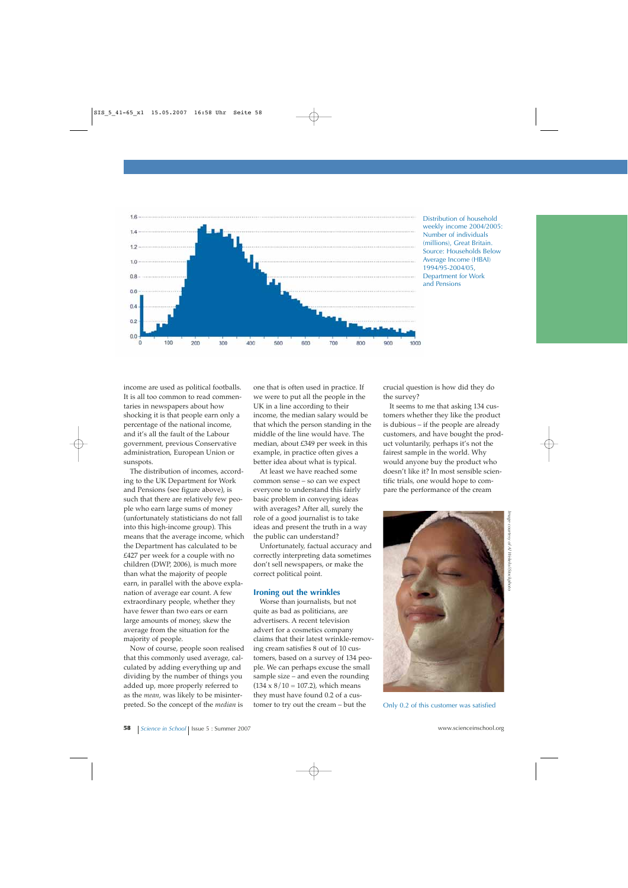Distribution of household weekly income 2004/2005: Number of individuals (millions), Great Britain. Source: Households Below Average Income (HBAI) 1994/95-2004/05, Department for Work and Pensions

income are used as political footballs. It is all too common to read commentaries in newspapers about how shocking it is that people earn only a percentage of the national income, and it's all the fault of the Labour government, previous Conservative administration, European Union or sunspots.

The distribution of incomes, according to the UK Department for Work and Pensions (see figure above), is such that there are relatively few people who earn large sums of money (unfortunately statisticians do not fall into this high-income group). This means that the average income, which the Department has calculated to be £427 per week for a couple with no children (DWP, 2006), is much more than what the majority of people earn, in parallel with the above explanation of average ear count. A few extraordinary people, whether they have fewer than two ears or earn large amounts of money, skew the average from the situation for the majority of people.

Now of course, people soon realised that this commonly used average, calculated by adding everything up and dividing by the number of things you added up, more properly referred to as the *mean*, was likely to be misinterpreted. So the concept of the *median* is one that is often used in practice. If we were to put all the people in the UK in a line according to their income, the median salary would be that which the person standing in the middle of the line would have. The median, about £349 per week in this example, in practice often gives a better idea about what is typical.

At least we have reached some common sense – so can we expect everyone to understand this fairly basic problem in conveying ideas with averages? After all, surely the role of a good journalist is to take ideas and present the truth in a way the public can understand?

Unfortunately, factual accuracy and correctly interpreting data sometimes don't sell newspapers, or make the correct political point.

## Ironing out the wrinkles

Worse than journalists, but not quite as bad as politicians, are advertisers. A recent television advert for a cosmetics company claims that their latest wrinkle-removing cream satisfies 8 out of 10 customers, based on a survey of 134 people. We can perhaps excuse the small sample size – and even the rounding ($134 \times 8/10 = 107.2$), which means they must have found 0.2 of a customer to try out the cream – but the crucial question is how did they do the survey?

It seems to me that asking 134 customers whether they like the product is dubious – if the people are already customers, and have bought the product voluntarily, perhaps it's not the fairest sample in the world. Why would anyone buy the product who doesn't like it? In most sensible scientific trials, one would hope to compare the performance of the cream

Image courtesy of Al Wekelo/iStockphoto

Only 0.2 of this customer was satisfied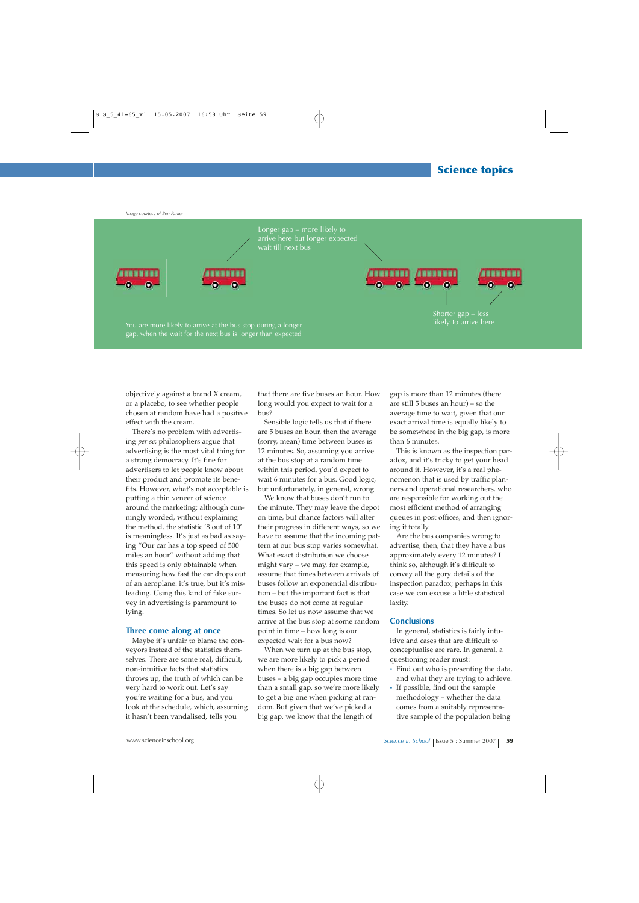Image courtesy of Ben Parker

Longer gap – more likely to arrive here but longer expected wait till next bus

Shorter gap – less likely to arrive here

You are more likely to arrive at the bus stop during a longer gap, when the wait for the next bus is longer than expected

objectively against a brand X cream, or a placebo, to see whether people chosen at random have had a positive effect with the cream.

There's no problem with advertising *per se*; philosophers argue that advertising is the most vital thing for a strong democracy. It's fine for advertisers to let people know about their product and promote its benefits. However, what's not acceptable is putting a thin veneer of science around the marketing; although cunningly worded, without explaining the method, the statistic '8 out of 10' is meaningless. It's just as bad as saying "Our car has a top speed of 500 miles an hour" without adding that this speed is only obtainable when measuring how fast the car drops out of an aeroplane: it's true, but it's misleading. Using this kind of fake survey in advertising is paramount to lying.

## Three come along at once

Maybe it's unfair to blame the conveyors instead of the statistics themselves. There are some real, difficult, non-intuitive facts that statistics throws up, the truth of which can be very hard to work out. Let's say you're waiting for a bus, and you look at the schedule, which, assuming it hasn't been vandalised, tells you that there are five buses an hour. How long would you expect to wait for a bus?

Sensible logic tells us that if there are 5 buses an hour, then the average (sorry, mean) time between buses is 12 minutes. So, assuming you arrive at the bus stop at a random time within this period, you'd expect to wait 6 minutes for a bus. Good logic, but unfortunately, in general, wrong.

We know that buses don't run to the minute. They may leave the depot on time, but chance factors will alter their progress in different ways, so we have to assume that the incoming pattern at our bus stop varies somewhat. What exact distribution we choose might vary – we may, for example, assume that times between arrivals of buses follow an exponential distribution – but the important fact is that the buses do not come at regular times. So let us now assume that we arrive at the bus stop at some random point in time – how long is our expected wait for a bus now?

When we turn up at the bus stop, we are more likely to pick a period when there is a big gap between buses – a big gap occupies more time than a small gap, so we're more likely to get a big one when picking at random. But given that we've picked a big gap, we know that the length of gap is more than 12 minutes (there are still 5 buses an hour) – so the average time to wait, given that our exact arrival time is equally likely to be somewhere in the big gap, is more than 6 minutes.

This is known as the inspection paradox, and it's tricky to get your head around it. However, it's a real phenomenon that is used by traffic planners and operational researchers, who are responsible for working out the most efficient method of arranging queues in post offices, and then ignoring it totally.

Are the bus companies wrong to advertise, then, that they have a bus approximately every 12 minutes? I think so, although it's difficult to convey all the gory details of the inspection paradox; perhaps in this case we can excuse a little statistical laxity.

## Conclusions

In general, statistics is fairly intuitive and cases that are difficult to conceptualise are rare. In general, a questioning reader must:

- Find out who is presenting the data, and what they are trying to achieve.
- If possible, find out the sample methodology – whether the data comes from a suitably representative sample of the population being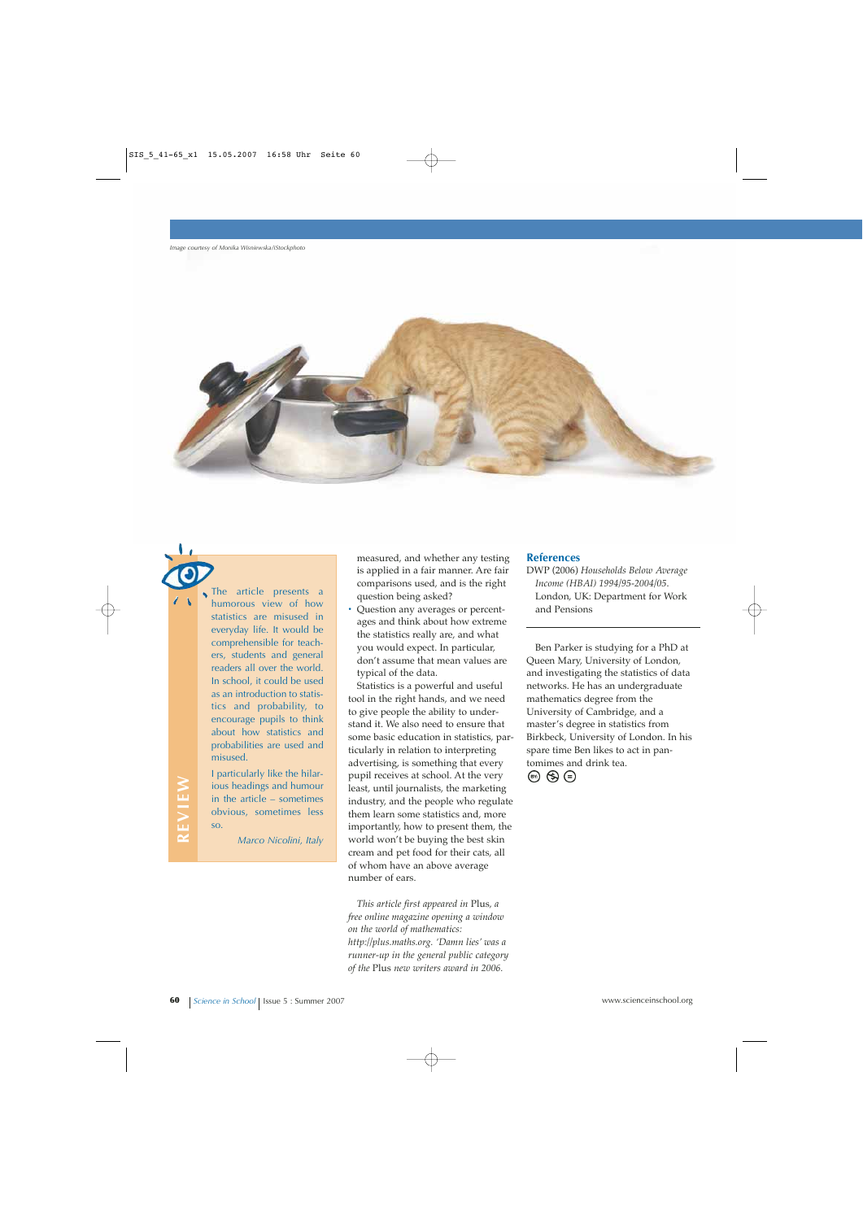Image courtesy of Monika Wisniewska/iStockphoto

measured, and whether any testing is applied in a fair manner. Are fair comparisons used, and is the right question being asked?

- Question any averages or percentages and think about how extreme the statistics really are, and what you would expect. In particular, don't assume that mean values are typical of the data.

Statistics is a powerful and useful tool in the right hands, and we need to give people the ability to understand it. We also need to ensure that some basic education in statistics, particularly in relation to interpreting advertising, is something that every pupil receives at school. At the very least, until journalists, the marketing industry, and the people who regulate them learn some statistics and, more importantly, how to present them, the world won't be buying the best skin cream and pet food for their cats, all of whom have an above average number of ears.

*This article first appeared in* Plus, *a free online magazine opening a window on the world of mathematics: http://plus.maths.org. 'Damn lies' was a runner-up in the general public category of the* Plus *new writers award in 2006.*

## References

DWP (2006) *Households Below Average Income (HBAI) 1994/95-2004/05.* London, UK: Department for Work and Pensions

Ben Parker is studying for a PhD at Queen Mary, University of London, and investigating the statistics of data networks. He has an undergraduate mathematics degree from the University of Cambridge, and a master's degree in statistics from Birkbeck, University of London. In his spare time Ben likes to act in pantomimes and drink tea.

## REVIEW

The article presents a humorous view of how statistics are misused in everyday life. It would be comprehensible for teachers, students and general readers all over the world. In school, it could be used as an introduction to statistics and probability, to encourage pupils to think about how statistics and probabilities are used and misused.

I particularly like the hilarious headings and humour in the article – sometimes obvious, sometimes less so.

*Marco Nicolini, Italy*